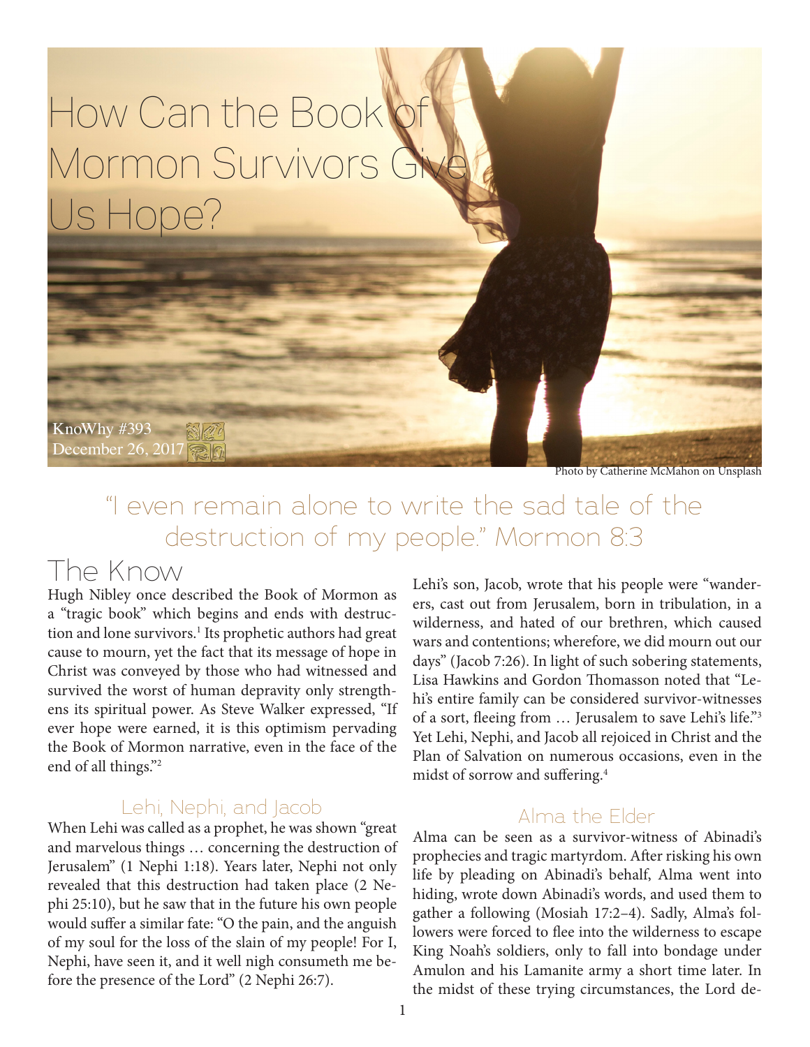# How Can the Book of Mormon Survivors Give Us Hope?

KnoWhy #393
December 26, 2017

Photo by Catherine McMahon on Unsplash

"I even remain alone to write the sad tale of the destruction of my people." Mormon 8:3

## The Know

Hugh Nibley once described the Book of Mormon as a "tragic book" which begins and ends with destruction and lone survivors.[1] Its prophetic authors had great cause to mourn, yet the fact that its message of hope in Christ was conveyed by those who had witnessed and survived the worst of human depravity only strengthens its spiritual power. As Steve Walker expressed, "If ever hope were earned, it is this optimism pervading the Book of Mormon narrative, even in the face of the end of all things."[2]

### Lehi, Nephi, and Jacob

When Lehi was called as a prophet, he was shown "great and marvelous things … concerning the destruction of Jerusalem" (1 Nephi 1:18). Years later, Nephi not only revealed that this destruction had taken place (2 Nephi 25:10), but he saw that in the future his own people would suffer a similar fate: "O the pain, and the anguish of my soul for the loss of the slain of my people! For I, Nephi, have seen it, and it well nigh consumeth me before the presence of the Lord" (2 Nephi 26:7).

Lehi's son, Jacob, wrote that his people were "wanderers, cast out from Jerusalem, born in tribulation, in a wilderness, and hated of our brethren, which caused wars and contentions; wherefore, we did mourn out our days" (Jacob 7:26). In light of such sobering statements, Lisa Hawkins and Gordon Thomasson noted that "Lehi's entire family can be considered survivor-witnesses of a sort, fleeing from … Jerusalem to save Lehi's life."[3] Yet Lehi, Nephi, and Jacob all rejoiced in Christ and the Plan of Salvation on numerous occasions, even in the midst of sorrow and suffering.[4]

### Alma the Elder

Alma can be seen as a survivor-witness of Abinadi's prophecies and tragic martyrdom. After risking his own life by pleading on Abinadi's behalf, Alma went into hiding, wrote down Abinadi's words, and used them to gather a following (Mosiah 17:2–4). Sadly, Alma's followers were forced to flee into the wilderness to escape King Noah's soldiers, only to fall into bondage under Amulon and his Lamanite army a short time later. In the midst of these trying circumstances, the Lord de-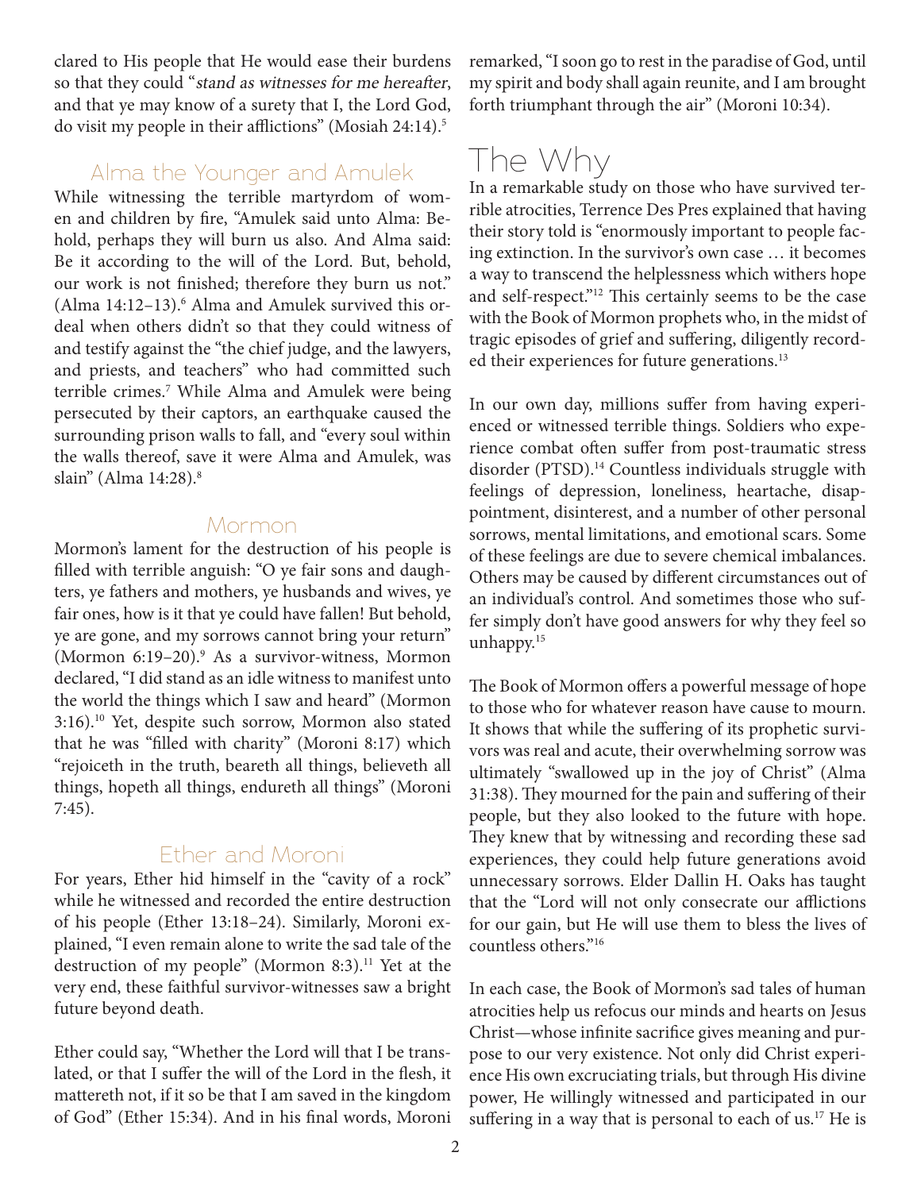clared to His people that He would ease their burdens so that they could "*stand as witnesses for me hereafter*, and that ye may know of a surety that I, the Lord God, do visit my people in their afflictions" (Mosiah 24:14).[5]

## Alma the Younger and Amulek

While witnessing the terrible martyrdom of women and children by fire, "Amulek said unto Alma: Behold, perhaps they will burn us also. And Alma said: Be it according to the will of the Lord. But, behold, our work is not finished; therefore they burn us not." (Alma 14:12–13).[6] Alma and Amulek survived this ordeal when others didn't so that they could witness of and testify against the "the chief judge, and the lawyers, and priests, and teachers" who had committed such terrible crimes.[7] While Alma and Amulek were being persecuted by their captors, an earthquake caused the surrounding prison walls to fall, and "every soul within the walls thereof, save it were Alma and Amulek, was slain" (Alma 14:28).[8]

## Mormon

Mormon's lament for the destruction of his people is filled with terrible anguish: "O ye fair sons and daughters, ye fathers and mothers, ye husbands and wives, ye fair ones, how is it that ye could have fallen! But behold, ye are gone, and my sorrows cannot bring your return" (Mormon 6:19–20).[9] As a survivor-witness, Mormon declared, "I did stand as an idle witness to manifest unto the world the things which I saw and heard" (Mormon 3:16).[10] Yet, despite such sorrow, Mormon also stated that he was "filled with charity" (Moroni 8:17) which "rejoiceth in the truth, beareth all things, believeth all things, hopeth all things, endureth all things" (Moroni 7:45).

## Ether and Moroni

For years, Ether hid himself in the "cavity of a rock" while he witnessed and recorded the entire destruction of his people (Ether 13:18–24). Similarly, Moroni explained, "I even remain alone to write the sad tale of the destruction of my people" (Mormon 8:3).[11] Yet at the very end, these faithful survivor-witnesses saw a bright future beyond death.

Ether could say, "Whether the Lord will that I be translated, or that I suffer the will of the Lord in the flesh, it mattereth not, if it so be that I am saved in the kingdom of God" (Ether 15:34). And in his final words, Moroni remarked, "I soon go to rest in the paradise of God, until my spirit and body shall again reunite, and I am brought forth triumphant through the air" (Moroni 10:34).

# The Why

In a remarkable study on those who have survived terrible atrocities, Terrence Des Pres explained that having their story told is "enormously important to people facing extinction. In the survivor's own case … it becomes a way to transcend the helplessness which withers hope and self-respect."[12] This certainly seems to be the case with the Book of Mormon prophets who, in the midst of tragic episodes of grief and suffering, diligently recorded their experiences for future generations.[13]

In our own day, millions suffer from having experienced or witnessed terrible things. Soldiers who experience combat often suffer from post-traumatic stress disorder (PTSD).[14] Countless individuals struggle with feelings of depression, loneliness, heartache, disappointment, disinterest, and a number of other personal sorrows, mental limitations, and emotional scars. Some of these feelings are due to severe chemical imbalances. Others may be caused by different circumstances out of an individual's control. And sometimes those who suffer simply don't have good answers for why they feel so unhappy.[15]

The Book of Mormon offers a powerful message of hope to those who for whatever reason have cause to mourn. It shows that while the suffering of its prophetic survivors was real and acute, their overwhelming sorrow was ultimately "swallowed up in the joy of Christ" (Alma 31:38). They mourned for the pain and suffering of their people, but they also looked to the future with hope. They knew that by witnessing and recording these sad experiences, they could help future generations avoid unnecessary sorrows. Elder Dallin H. Oaks has taught that the "Lord will not only consecrate our afflictions for our gain, but He will use them to bless the lives of countless others."[16]

In each case, the Book of Mormon's sad tales of human atrocities help us refocus our minds and hearts on Jesus Christ—whose infinite sacrifice gives meaning and purpose to our very existence. Not only did Christ experience His own excruciating trials, but through His divine power, He willingly witnessed and participated in our suffering in a way that is personal to each of us.[17] He is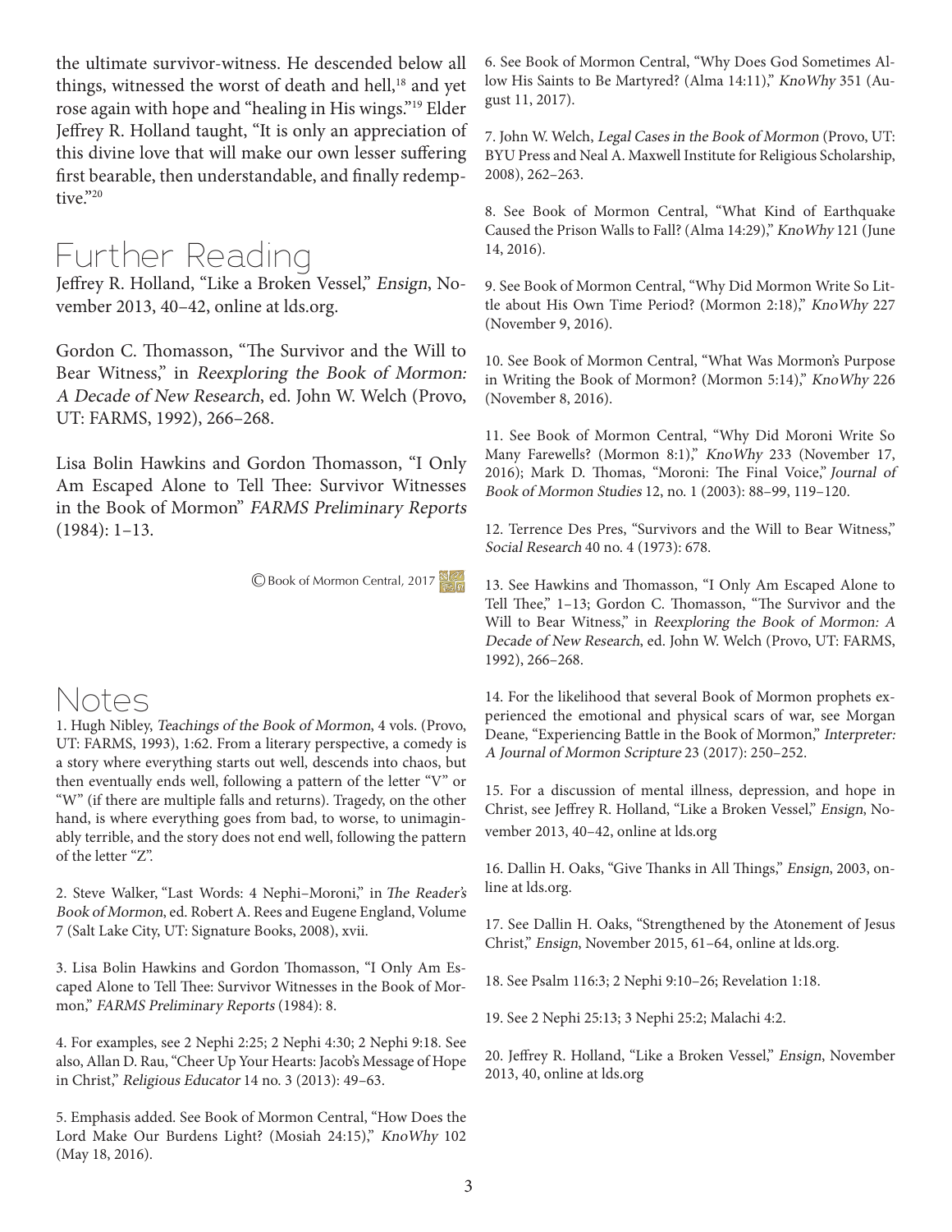the ultimate survivor-witness. He descended below all things, witnessed the worst of death and hell,[18] and yet rose again with hope and "healing in His wings."[19] Elder Jeffrey R. Holland taught, "It is only an appreciation of this divine love that will make our own lesser suffering first bearable, then understandable, and finally redemptive."[20]

## Further Reading

Jeffrey R. Holland, "Like a Broken Vessel," *Ensign*, November 2013, 40–42, online at lds.org.

Gordon C. Thomasson, "The Survivor and the Will to Bear Witness," in *Reexploring the Book of Mormon: A Decade of New Research*, ed. John W. Welch (Provo, UT: FARMS, 1992), 266–268.

Lisa Bolin Hawkins and Gordon Thomasson, "I Only Am Escaped Alone to Tell Thee: Survivor Witnesses in the Book of Mormon" *FARMS Preliminary Reports* (1984): 1–13.

© Book of Mormon Central, 2017

## Notes

1. Hugh Nibley, *Teachings of the Book of Mormon*, 4 vols. (Provo, UT: FARMS, 1993), 1:62. From a literary perspective, a comedy is a story where everything starts out well, descends into chaos, but then eventually ends well, following a pattern of the letter "V" or "W" (if there are multiple falls and returns). Tragedy, on the other hand, is where everything goes from bad, to worse, to unimaginably terrible, and the story does not end well, following the pattern of the letter "Z".

2. Steve Walker, "Last Words: 4 Nephi–Moroni," in *The Reader's Book of Mormon*, ed. Robert A. Rees and Eugene England, Volume 7 (Salt Lake City, UT: Signature Books, 2008), xvii.

3. Lisa Bolin Hawkins and Gordon Thomasson, "I Only Am Escaped Alone to Tell Thee: Survivor Witnesses in the Book of Mormon," *FARMS Preliminary Reports* (1984): 8.

4. For examples, see 2 Nephi 2:25; 2 Nephi 4:30; 2 Nephi 9:18. See also, Allan D. Rau, "Cheer Up Your Hearts: Jacob's Message of Hope in Christ," *Religious Educator* 14 no. 3 (2013): 49–63.

5. Emphasis added. See Book of Mormon Central, "How Does the Lord Make Our Burdens Light? (Mosiah 24:15)," *KnoWhy* 102 (May 18, 2016).

6. See Book of Mormon Central, "Why Does God Sometimes Allow His Saints to Be Martyred? (Alma 14:11)," *KnoWhy* 351 (August 11, 2017).

7. John W. Welch, *Legal Cases in the Book of Mormon* (Provo, UT: BYU Press and Neal A. Maxwell Institute for Religious Scholarship, 2008), 262–263.

8. See Book of Mormon Central, "What Kind of Earthquake Caused the Prison Walls to Fall? (Alma 14:29)," *KnoWhy* 121 (June 14, 2016).

9. See Book of Mormon Central, "Why Did Mormon Write So Little about His Own Time Period? (Mormon 2:18)," *KnoWhy* 227 (November 9, 2016).

10. See Book of Mormon Central, "What Was Mormon's Purpose in Writing the Book of Mormon? (Mormon 5:14)," *KnoWhy* 226 (November 8, 2016).

11. See Book of Mormon Central, "Why Did Moroni Write So Many Farewells? (Mormon 8:1)," *KnoWhy* 233 (November 17, 2016); Mark D. Thomas, "Moroni: The Final Voice," *Journal of Book of Mormon Studies* 12, no. 1 (2003): 88–99, 119–120.

12. Terrence Des Pres, "Survivors and the Will to Bear Witness," *Social Research* 40 no. 4 (1973): 678.

13. See Hawkins and Thomasson, "I Only Am Escaped Alone to Tell Thee," 1–13; Gordon C. Thomasson, "The Survivor and the Will to Bear Witness," in *Reexploring the Book of Mormon: A Decade of New Research*, ed. John W. Welch (Provo, UT: FARMS, 1992), 266–268.

14. For the likelihood that several Book of Mormon prophets experienced the emotional and physical scars of war, see Morgan Deane, "Experiencing Battle in the Book of Mormon," *Interpreter: A Journal of Mormon Scripture* 23 (2017): 250–252.

15. For a discussion of mental illness, depression, and hope in Christ, see Jeffrey R. Holland, "Like a Broken Vessel," *Ensign*, November 2013, 40–42, online at lds.org

16. Dallin H. Oaks, "Give Thanks in All Things," *Ensign*, 2003, online at lds.org.

17. See Dallin H. Oaks, "Strengthened by the Atonement of Jesus Christ," *Ensign*, November 2015, 61–64, online at lds.org.

18. See Psalm 116:3; 2 Nephi 9:10–26; Revelation 1:18.

19. See 2 Nephi 25:13; 3 Nephi 25:2; Malachi 4:2.

20. Jeffrey R. Holland, "Like a Broken Vessel," *Ensign*, November 2013, 40, online at lds.org